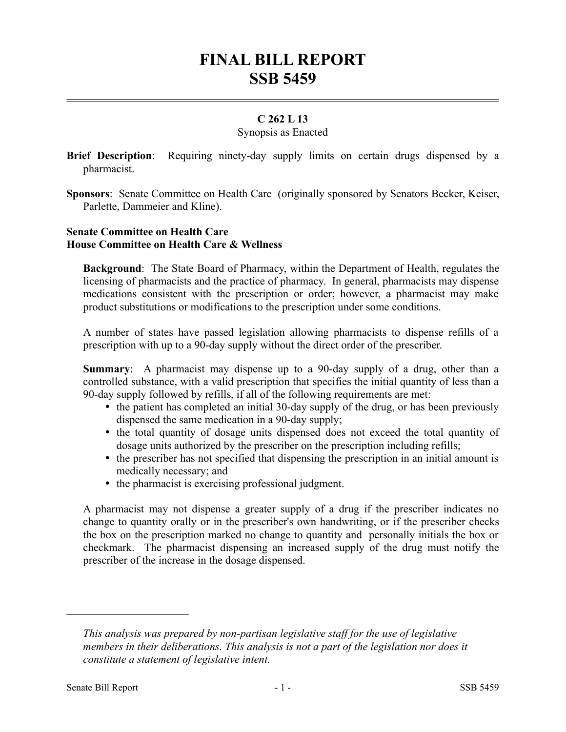# FINAL BILL REPORT
# SSB 5459

**C 262 L 13**

Synopsis as Enacted

**Brief Description**: Requiring ninety-day supply limits on certain drugs dispensed by a pharmacist.

**Sponsors**: Senate Committee on Health Care (originally sponsored by Senators Becker, Keiser, Parlette, Dammeier and Kline).

**Senate Committee on Health Care**
**House Committee on Health Care & Wellness**

**Background**: The State Board of Pharmacy, within the Department of Health, regulates the licensing of pharmacists and the practice of pharmacy. In general, pharmacists may dispense medications consistent with the prescription or order; however, a pharmacist may make product substitutions or modifications to the prescription under some conditions.

A number of states have passed legislation allowing pharmacists to dispense refills of a prescription with up to a 90-day supply without the direct order of the prescriber.

**Summary**: A pharmacist may dispense up to a 90-day supply of a drug, other than a controlled substance, with a valid prescription that specifies the initial quantity of less than a 90-day supply followed by refills, if all of the following requirements are met:

- the patient has completed an initial 30-day supply of the drug, or has been previously dispensed the same medication in a 90-day supply;
- the total quantity of dosage units dispensed does not exceed the total quantity of dosage units authorized by the prescriber on the prescription including refills;
- the prescriber has not specified that dispensing the prescription in an initial amount is medically necessary; and
- the pharmacist is exercising professional judgment.

A pharmacist may not dispense a greater supply of a drug if the prescriber indicates no change to quantity orally or in the prescriber's own handwriting, or if the prescriber checks the box on the prescription marked no change to quantity and personally initials the box or checkmark. The pharmacist dispensing an increased supply of the drug must notify the prescriber of the increase in the dosage dispensed.

---

*This analysis was prepared by non-partisan legislative staff for the use of legislative members in their deliberations. This analysis is not a part of the legislation nor does it constitute a statement of legislative intent.*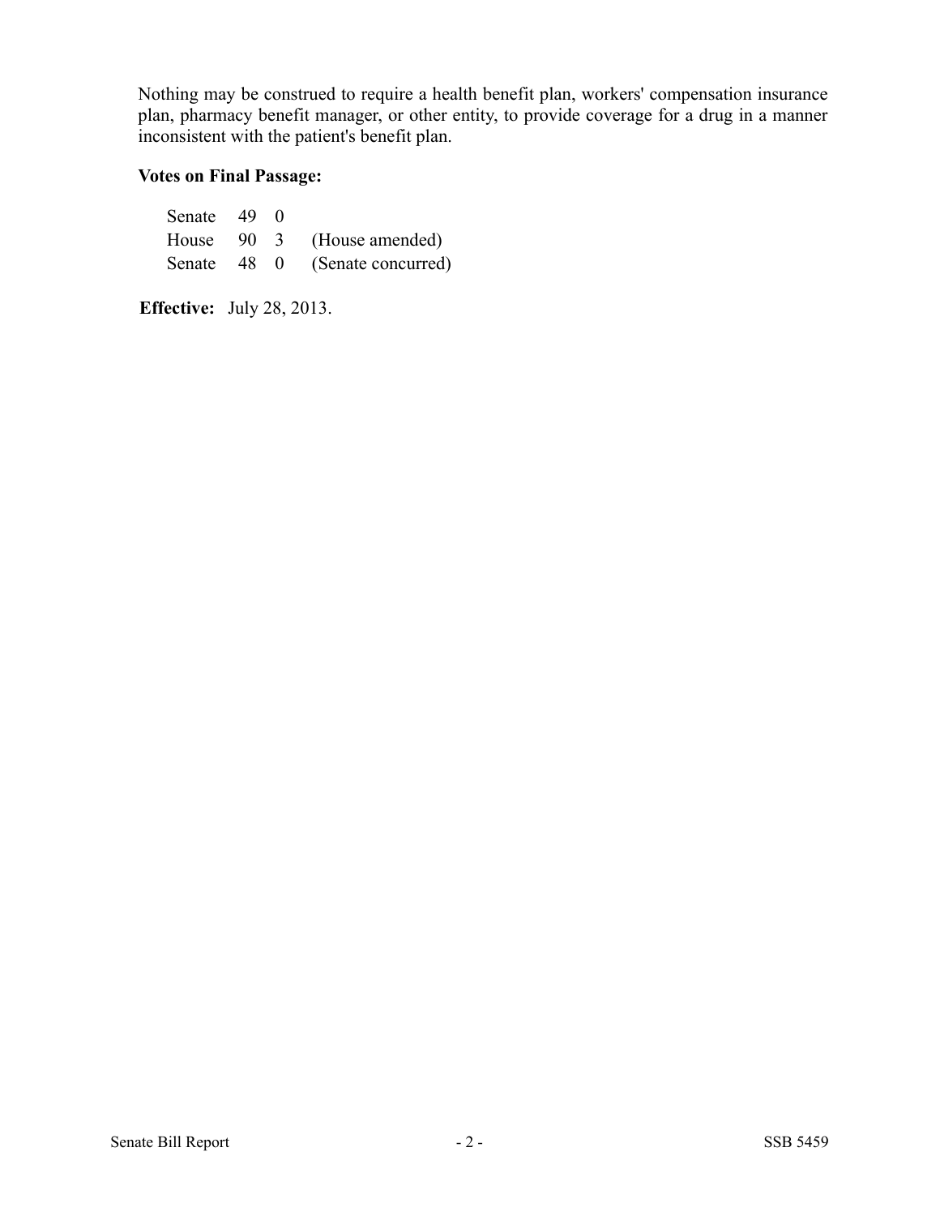Nothing may be construed to require a health benefit plan, workers' compensation insurance plan, pharmacy benefit manager, or other entity, to provide coverage for a drug in a manner inconsistent with the patient's benefit plan.

**Votes on Final Passage:**

| | | | |
|---|---|---|---|
| Senate | 49 | 0 | |
| House | 90 | 3 | (House amended) |
| Senate | 48 | 0 | (Senate concurred) |

**Effective:** July 28, 2013.